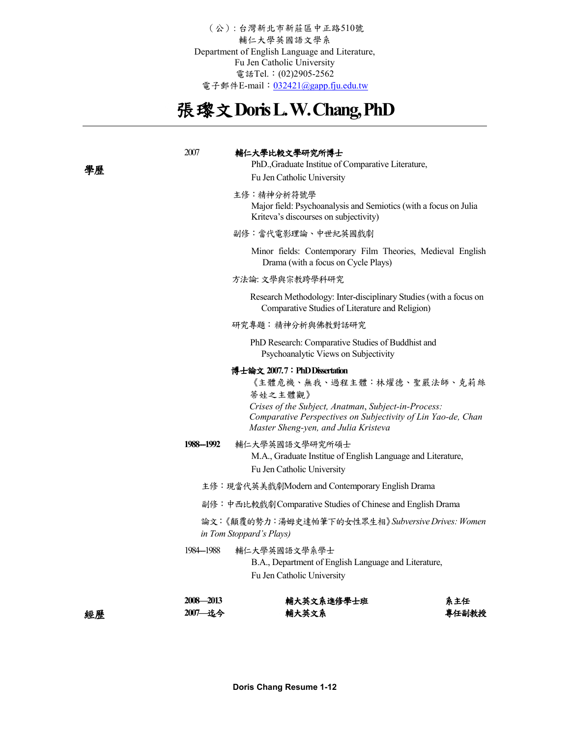（公）：台灣新北市新莊區中正路510號
輔仁大學英國語文學系
Department of English Language and Literature,
Fu Jen Catholic University
電話Tel.：(02)2905-2562
電子郵件E-mail：032421@gapp.fju.edu.tw

# 張璨文 Doris L. W. Chang, PhD

---

## 學歷

2007 **輔仁大學比較文學研究所博士**
PhD.,Graduate Institue of Comparative Literature,
Fu Jen Catholic University

主修：精神分析符號學
Major field: Psychoanalysis and Semiotics (with a focus on Julia Kriteva's discourses on subjectivity)

副修：當代電影理論、中世紀英國戲劇

Minor fields: Contemporary Film Theories, Medieval English Drama (with a focus on Cycle Plays)

方法論: 文學與宗教跨學科研究

Research Methodology: Inter-disciplinary Studies (with a focus on Comparative Studies of Literature and Religion)

研究專題：精神分析與佛教對話研究

PhD Research: Comparative Studies of Buddhist and Psychoanalytic Views on Subjectivity

**博士論文 2007.7：PhD Dissertation**
《主體危機、無我、過程主體：林耀德、聖嚴法師、克莉絲蒂娃之主體觀》
*Crises of the Subject, Anatman, Subject-in-Process: Comparative Perspectives on Subjectivity of Lin Yao-de, Chan Master Sheng-yen, and Julia Kristeva*

**1988—1992** 輔仁大學英國語文學研究所碩士
M.A., Graduate Institue of English Language and Literature,
Fu Jen Catholic University

主修：現當代英美戲劇Modern and Contemporary English Drama

副修：中西比較戲劇Comparative Studies of Chinese and English Drama

論文：《顛覆的勢力：湯姆史達帕筆下的女性眾生相》*Subversive Drives: Women in Tom Stoppard's Plays)*

1984—1988 輔仁大學英國語文學系學士
B.A., Department of English Language and Literature,
Fu Jen Catholic University

## 經歷

| | | |
|---|---|---|
| **2008—2013** | **輔大英文系進修學士班** | **系主任** |
| **2007—迄今** | **輔大英文系** | **專任副教授** |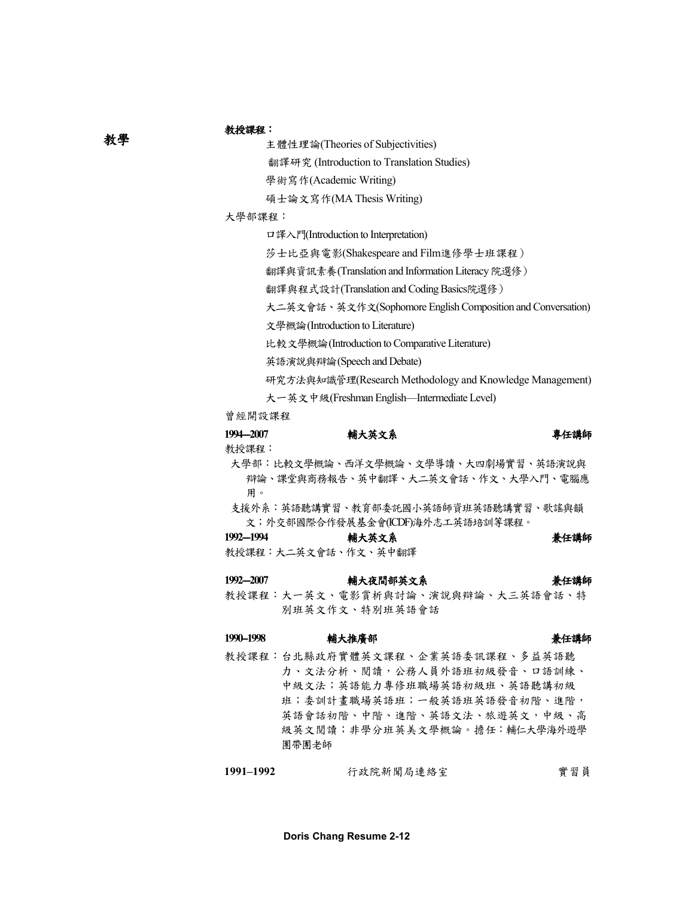## 教學

**教授課程：**

主體性理論(Theories of Subjectivities)

翻譯研究 (Introduction to Translation Studies)

學術寫作(Academic Writing)

碩士論文寫作(MA Thesis Writing)

大學部課程：

口譯入門(Introduction to Interpretation)

莎士比亞與電影(Shakespeare and Film進修學士班課程）

翻譯與資訊素養(Translation and Information Literacy 院選修）

翻譯與程式設計(Translation and Coding Basics院選修）

大二英文會話、英文作文(Sophomore English Composition and Conversation)

文學概論(Introduction to Literature)

比較文學概論(Introduction to Comparative Literature)

英語演說與辯論(Speech and Debate)

研究方法與知識管理(Research Methodology and Knowledge Management)

大一英文中級(Freshman English—Intermediate Level)

曾經開設課程

**1994–2007** **輔大英文系** **專任講師**

教授課程：

大學部：比較文學概論、西洋文學概論、文學導讀、大四劇場實習、英語演說與辯論、課堂與商務報告、英中翻譯、大二英文會話、作文、大學入門、電腦應用。

支援外系：英語聽講實習、教育部委託國小英語師資班英語聽講實習、歌謠與韻文；外交部國際合作發展基金會(ICDF)海外志工英語培訓等課程。

**1992–1994** **輔大英文系** **兼任講師**

教授課程：大二英文會話、作文、英中翻譯

**1992–2007** **輔大夜間部英文系** **兼任講師**

教授課程：大一英文、電影賞析與討論、演說與辯論、大三英語會話、特別班英文作文、特別班英語會話

**1990–1998** **輔大推廣部** **兼任講師**

教授課程：台北縣政府實體英文課程、企業英語委訊課程、多益英語聽力、文法分析、閱讀，公務人員外語班初級發音、口語訓練、中級文法；英語能力專修班職場英語初級班、英語聽講初級班；委訓計畫職場英語班；一般英語班英語發音初階、進階，英語會話初階、中階、進階、英語文法、旅遊英文，中級、高級英文閱讀；非學分班英美文學概論。擔任：輔仁大學海外遊學團帶團老師

**1991–1992** 行政院新聞局連絡室 實習員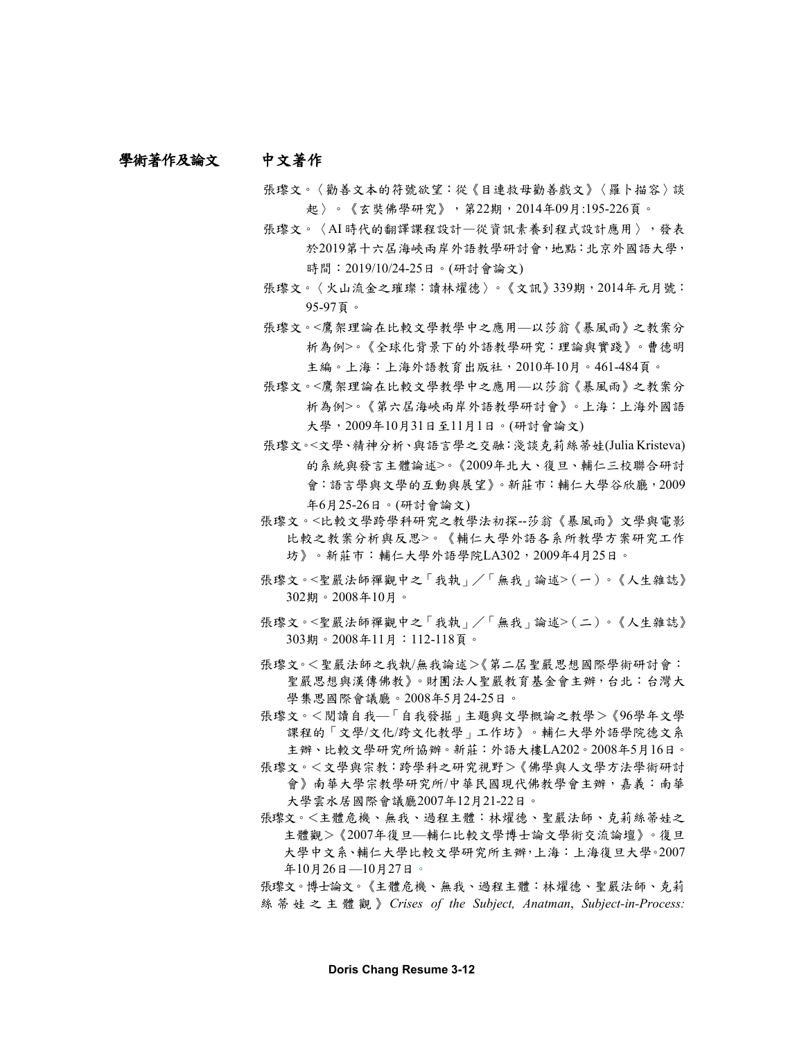## 學術著作及論文

### 中文著作

張瓈文。〈勸善文本的符號欲望：從《目連救母勸善戲文》〈羅卜描容〉談起〉。《玄奘佛學研究》，第22期，2014年09月:195-226頁。

張瓈文。〈AI時代的翻譯課程設計—從資訊素養到程式設計應用〉，發表於2019第十六屆海峽兩岸外語教學研討會，地點：北京外國語大學，時間：2019/10/24-25日。(研討會論文)

張瓈文。〈火山流金之璀璨：讀林耀德〉。《文訊》339期，2014年元月號：95-97頁。

張瓈文。<鷹架理論在比較文學教學中之應用—以莎翁《暴風雨》之教案分析為例>。《全球化背景下的外語教學研究：理論與實踐》。曹德明主編。上海：上海外語教育出版社，2010年10月。461-484頁。

張瓈文。<鷹架理論在比較文學教學中之應用—以莎翁《暴風雨》之教案分析為例>。《第六居海峽兩岸外語教學研討會》。上海：上海外國語大學，2009年10月31日至11月1日。(研討會論文)

張瓈文。<文學、精神分析、與語言學之交融：淺談克莉絲蒂娃(Julia Kristeva)的系統與發言主體論述>。《2009年北大、復旦、輔仁三校聯合研討會：語言學與文學的互動與展望》。新莊市：輔仁大學谷欣廳，2009年6月25-26日。(研討會論文)

張瓈文。<比較文學跨學科研究之教學法初探--莎翁《暴風雨》文學與電影比較之教案分析與反思>。《輔仁大學外語各系所教學方案研究工作坊》。新莊市：輔仁大學外語學院LA302，2009年4月25日。

張瓈文。<聖嚴法師禪觀中之「我執」／「無我」論述>（一）。《人生雜誌》302期。2008年10月。

張瓈文。<聖嚴法師禪觀中之「我執」／「無我」論述>（二）。《人生雜誌》303期。2008年11月：112-118頁。

張瓈文。＜聖嚴法師之我執/無我論述＞《第二屆聖嚴思想國際學術研討會：聖嚴思想與漢傳佛教》。財團法人聖嚴教育基金會主辦，台北：台灣大學集思國際會議廳。2008年5月24-25日。

張瓈文。＜閱讀自我—「自我發掘」主題與文學概論之教學＞《96學年文學課程的「文學/文化/跨文化教學」工作坊》。輔仁大學外語學院德文系主辦、比較文學研究所協辦。新莊：外語大樓LA202。2008年5月16日。

張瓈文。＜文學與宗教：跨學科之研究視野＞《佛學與人文學方法學術研討會》南華大學宗教學研究所/中華民國現代佛教學會主辦，嘉義：南華大學雲水居國際會議廳2007年12月21-22日。

張瓈文。＜主體危機、無我、過程主體：林燿德、聖嚴法師、克莉絲蒂娃之主體觀＞《2007年復旦—輔仁比較文學博士論文學術交流論壇》。復旦大學中文系、輔仁大學比較文學研究所主辦，上海：上海復旦大學。2007年10月26日—10月27日。

張瓈文。博士論文。《主體危機、無我、過程主體：林燿德、聖嚴法師、克莉絲蒂娃之主體觀》*Crises of the Subject, Anatman*, *Subject-in-Process:*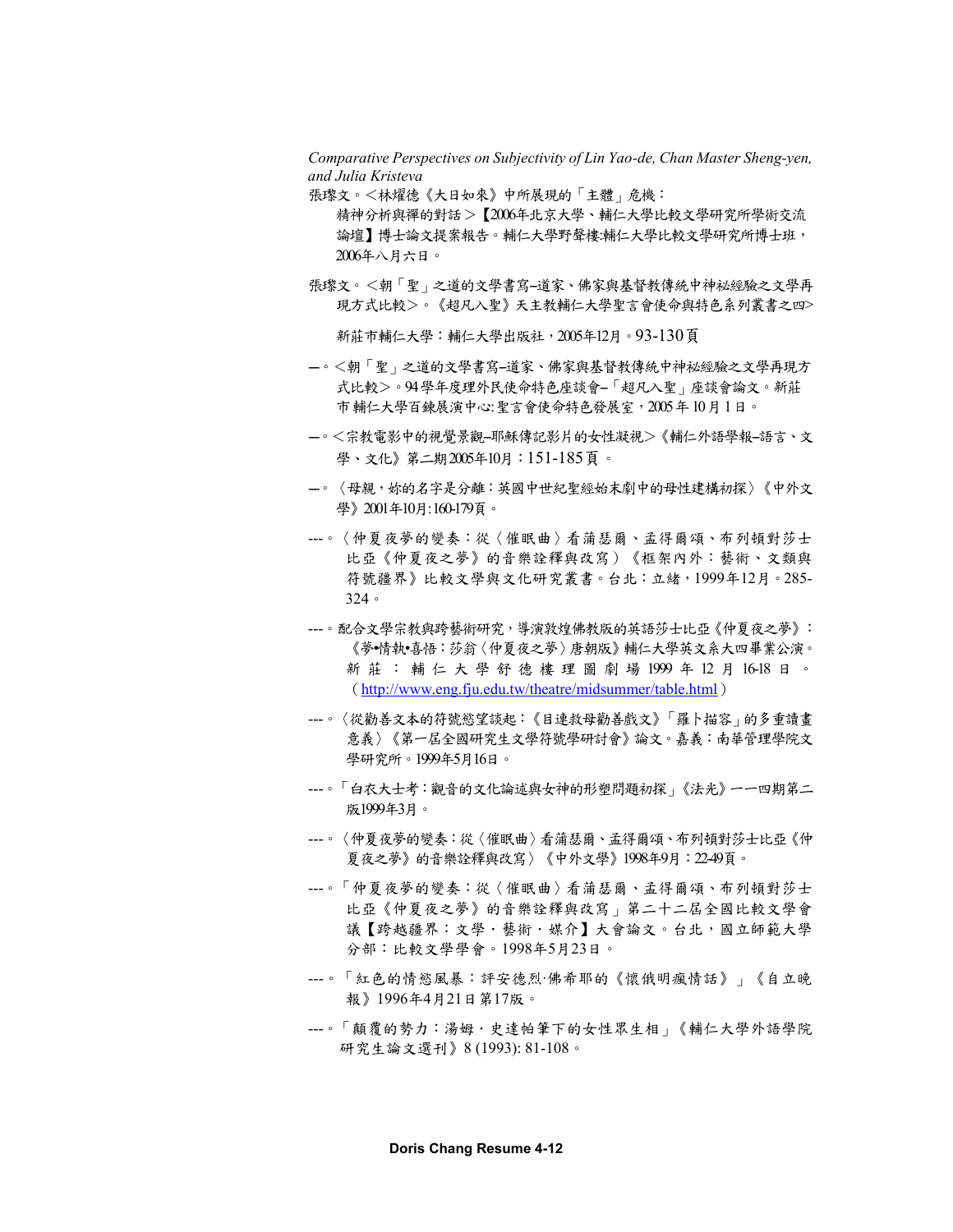*Comparative Perspectives on Subjectivity of Lin Yao-de, Chan Master Sheng-yen, and Julia Kristeva*

張璨文。<林燿德《大日如來》中所展現的「主體」危機：精神分析與禪的對話>【2006年北京大學、輔仁大學比較文學研究所學術交流論壇】博士論文提案報告。輔仁大學野聲樓:輔仁大學比較文學研究所博士班，2006年八月六日。

張璨文。<朝「聖」之道的文學書寫–道家、佛家與基督教傳統中神祕經驗之文學再現方式比較>。《超凡入聖》天主教輔仁大學聖言會使命與特色系列叢書之四>

新莊市輔仁大學：輔仁大學出版社，2005年12月。93-130頁

—。<朝「聖」之道的文學書寫–道家、佛家與基督教傳統中神祕經驗之文學再現方式比較>。94學年度理外民使命特色座談會–「超凡入聖」座談會論文。新莊市輔仁大學百鍊展演中心:聖言會使命特色發展室，2005年10月1日。

—。<宗教電影中的視覺景觀–耶穌傳記影片的女性凝視>《輔仁外語學報–語言、文學、文化》第二期2005年10月：151-185頁。

—。〈母親，妳的名字是分離：英國中世紀聖經始末劇中的母性建構初探〉《中外文學》2001年10月:160-179頁。

---。〈仲夏夜夢的變奏：從〈催眠曲〉看蒲瑟爾、孟得爾頌、布列頓對莎士比亞《仲夏夜之夢》的音樂詮釋與改寫〉《框架內外：藝術、文類與符號疆界》比較文學與文化研究叢書。台北：立緒，1999年12月。285-324。

---。配合文學宗教與跨藝術研究，導演敦煌佛教版的英語莎士比亞《仲夏夜之夢》：《夢•情執•喜悟：莎翁〈仲夏夜之夢〉唐朝版》輔仁大學英文系大四畢業公演。新莊：輔仁大學舒德樓理圖劇場 1999 年 12 月 16-18 日。(http://www.eng.fju.edu.tw/theatre/midsummer/table.html)

---。〈從勸善文本的符號慾望談起：《目連救母勸善戲文》「羅卜描容」的多重讀畫意義〉《第一屆全國研究生文學符號學研討會》論文。嘉義：南華管理學院文學研究所。1999年5月16日。

---。「白衣大士考：觀音的文化論述與女神的形塑問題初探」《法光》一一四期第二版1999年3月。

---。〈仲夏夜夢的變奏：從〈催眠曲〉看蒲瑟爾、孟得爾頌、布列頓對莎士比亞《仲夏夜之夢》的音樂詮釋與改寫〉《中外文學》1998年9月：22-49頁。

---。「仲夏夜夢的變奏：從〈催眠曲〉看蒲瑟爾、孟得爾頌、布列頓對莎士比亞《仲夏夜之夢》的音樂詮釋與改寫」第二十二屆全國比較文學會議【跨越疆界：文學・藝術・媒介】大會論文。台北，國立師範大學分部：比較文學學會。1998年5月23日。

---。「紅色的情慾風暴：評安德烈·佛希耶的《懷俄明瘋情話》」《自立晚報》1996年4月21日第17版。

---。「顛覆的勢力：湯姆・史達帕筆下的女性眾生相」《輔仁大學外語學院研究生論文選刊》8 (1993): 81-108。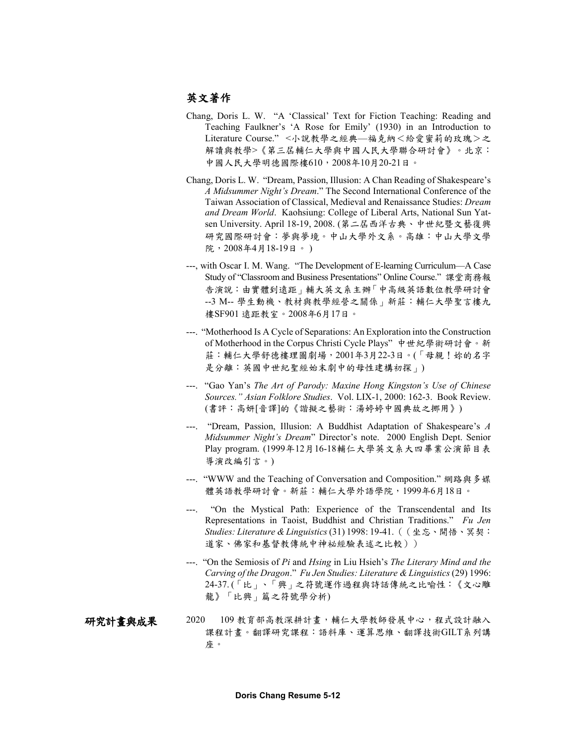## 英文著作

Chang, Doris L. W. "A 'Classical' Text for Fiction Teaching: Reading and Teaching Faulkner's 'A Rose for Emily' (1930) in an Introduction to Literature Course." <小說教學之經典—福克納<給愛蜜莉的玫瑰>之解讀與教學>《第三屆輔仁大學與中國人民大學聯合研討會》。北京：中國人民大學明德國際樓610，2008年10月20-21日。

Chang, Doris L. W. "Dream, Passion, Illusion: A Chan Reading of Shakespeare's *A Midsummer Night's Dream*." The Second International Conference of the Taiwan Association of Classical, Medieval and Renaissance Studies: *Dream and Dream World*. Kaohsiung: College of Liberal Arts, National Sun Yat-sen University. April 18-19, 2008. (第二屆西洋古典、中世紀暨文藝復興研究國際研討會：夢與夢境。中山大學外文系。高雄：中山大學文學院，2008年4月18-19日。)

---, with Oscar I. M. Wang. "The Development of E-learning Curriculum—A Case Study of "Classroom and Business Presentations" Online Course." 課堂商務報告演說：由實體到遠距」輔大英文系主辦「中高級英語數位教學研討會--3 M-- 學生動機、教材與教學經營之關係」新莊：輔仁大學聖言樓九樓SF901 遠距教室。2008年6月17日。

---. "Motherhood Is A Cycle of Separations: An Exploration into the Construction of Motherhood in the Corpus Christi Cycle Plays" 中世紀學術研討會。新莊：輔仁大學舒德樓理圖劇場，2001年3月22-3日。(「母親！妳的名字是分離：英國中世紀聖經始末劇中的母性建構初探」)

---. "Gao Yan's *The Art of Parody: Maxine Hong Kingston's Use of Chinese Sources." Asian Folklore Studies*. Vol. LIX-1, 2000: 162-3. Book Review. (書評：高妍[音譯]的《諧擬之藝術：湯婷婷中國典故之挪用》)

---. "Dream, Passion, Illusion: A Buddhist Adaptation of Shakespeare's *A Midsummer Night's Dream*" Director's note. 2000 English Dept. Senior Play program. (1999年12月16-18輔仁大學英文系大四畢業公演節目表導演改編引言。)

---. "WWW and the Teaching of Conversation and Composition." 網路與多媒體英語教學研討會。新莊：輔仁大學外語學院，1999年6月18日。

---. "On the Mystical Path: Experience of the Transcendental and Its Representations in Taoist, Buddhist and Christian Traditions." *Fu Jen Studies: Literature & Linguistics* (31) 1998: 19-41.（（坐忘、開悟、冥契：道家、佛家和基督教傳統中神祕經驗表述之比較））

---. "On the Semiosis of *Pi* and *Hsing* in Liu Hsieh's *The Literary Mind and the Carving of the Dragon*." *Fu Jen Studies: Literature & Linguistics* (29) 1996: 24-37. (「比」、「興」之符號運作過程與詩話傳統之比喻性：《文心雕龍》「比興」篇之符號學分析)

## 研究計畫與成果

2020　109 教育部高教深耕計畫，輔仁大學教師發展中心，程式設計融入課程計畫。翻譯研究課程：語料庫、運算思維、翻譯技術GILT系列講座。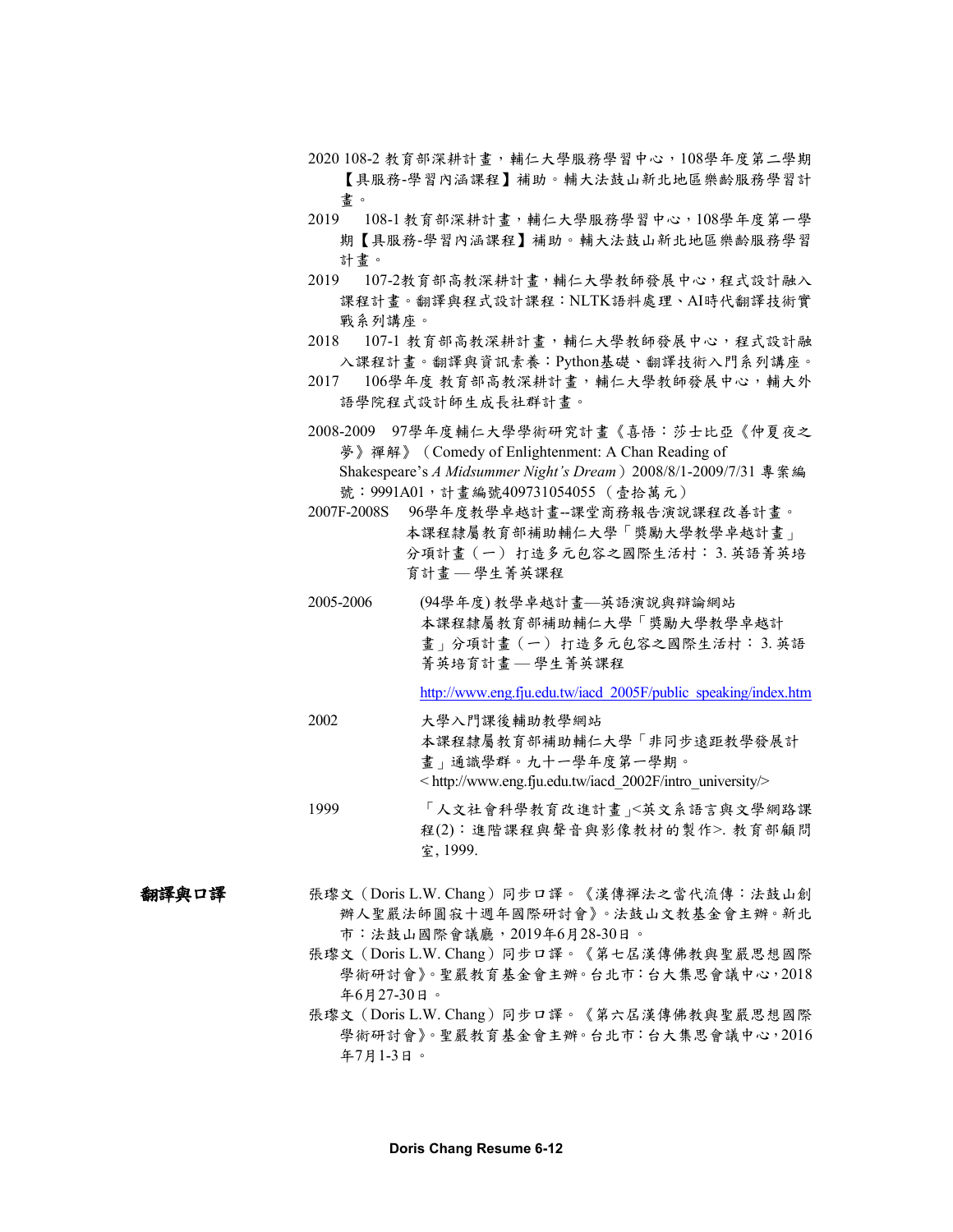2020 108-2 教育部深耕計畫，輔仁大學服務學習中心，108學年度第二學期【具服務-學習內涵課程】補助。輔大法鼓山新北地區樂齡服務學習計畫。

2019　108-1 教育部深耕計畫，輔仁大學服務學習中心，108學年度第一學期【具服務-學習內涵課程】補助。輔大法鼓山新北地區樂齡服務學習計畫。

2019　107-2教育部高教深耕計畫，輔仁大學教師發展中心，程式設計融入課程計畫。翻譯與程式設計課程：NLTK語料處理、AI時代翻譯技術實戰系列講座。

2018　107-1 教育部高教深耕計畫，輔仁大學教師發展中心，程式設計融入課程計畫。翻譯與資訊素養：Python基礎、翻譯技術入門系列講座。

2017　106學年度 教育部高教深耕計畫，輔仁大學教師發展中心，輔大外語學院程式設計師生成長社群計畫。

2008-2009　97學年度輔仁大學學術研究計畫《喜悟：莎士比亞《仲夏夜之夢》禪解》（Comedy of Enlightenment: A Chan Reading of Shakespeare's *A Midsummer Night's Dream*）2008/8/1-2009/7/31 專案編號：9991A01，計畫編號409731054055（壹拾萬元）

2007F-2008S　96學年度教學卓越計畫--課堂商務報告演說課程改善計畫。本課程隸屬教育部補助輔仁大學「獎勵大學教學卓越計畫」分項計畫（一）打造多元包容之國際生活村：3. 英語菁英培育計畫 — 學生菁英課程

2005-2006　(94學年度) 教學卓越計畫—英語演說與辯論網站
本課程隸屬教育部補助輔仁大學「獎勵大學教學卓越計畫」分項計畫（一）打造多元包容之國際生活村：3. 英語菁英培育計畫 — 學生菁英課程
http://www.eng.fju.edu.tw/iacd_2005F/public_speaking/index.htm

2002　大學入門課後輔助教學網站
本課程隸屬教育部補助輔仁大學「非同步遠距教學發展計畫」通識學群。九十一學年度第一學期。
< http://www.eng.fju.edu.tw/iacd_2002F/intro_university/>

1999　「人文社會科學教育改進計畫」<英文系語言與文學網路課程(2)：進階課程與聲音與影像教材的製作>. 教育部顧問室, 1999.

## 翻譯與口譯

張瓅文（Doris L.W. Chang）同步口譯。《漢傳禪法之當代流傳：法鼓山創辦人聖嚴法師圓寂十週年國際研討會》。法鼓山文教基金會主辦。新北市：法鼓山國際會議廳，2019年6月28-30日。

張瓅文（Doris L.W. Chang）同步口譯。《第七屆漢傳佛教與聖嚴思想國際學術研討會》。聖嚴教育基金會主辦。台北市：台大集思會議中心，2018年6月27-30日。

張瓅文（Doris L.W. Chang）同步口譯。《第六屆漢傳佛教與聖嚴思想國際學術研討會》。聖嚴教育基金會主辦。台北市：台大集思會議中心，2016年7月1-3日。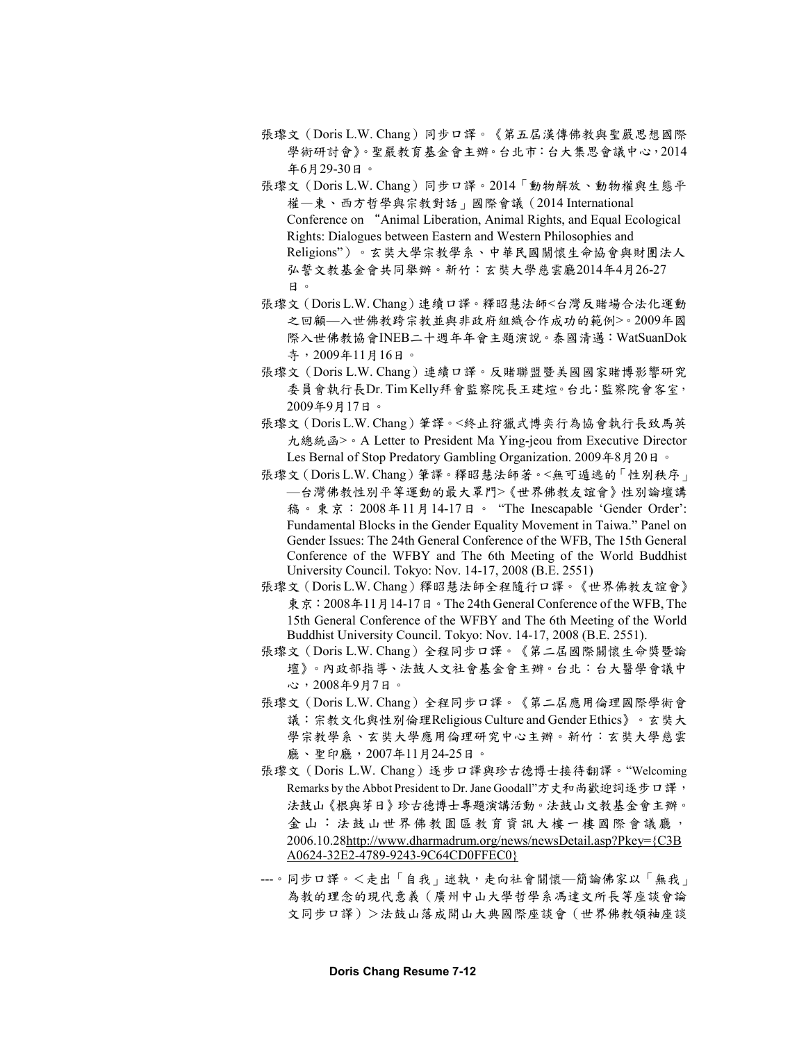張瓈文（Doris L.W. Chang）同步口譯。《第五屆漢傳佛教與聖嚴思想國際學術研討會》。聖嚴教育基金會主辦。台北市：台大集思會議中心，2014年6月29-30日。

張瓈文（Doris L.W. Chang）同步口譯。2014「動物解放、動物權與生態平權—東、西方哲學與宗教對話」國際會議（2014 International Conference on "Animal Liberation, Animal Rights, and Equal Ecological Rights: Dialogues between Eastern and Western Philosophies and Religions"）。玄奘大學宗教學系、中華民國關懷生命協會與財團法人弘誓文教基金會共同舉辦。新竹：玄奘大學慈雲廳2014年4月26-27日。

張瓈文（Doris L.W. Chang）連續口譯。釋昭慧法師<台灣反賭場合法化運動之回顧—入世佛教跨宗教並與非政府組織合作成功的範例>。2009年國際入世佛教協會INEB二十週年年會主題演說。泰國清邁：WatSuanDok寺，2009年11月16日。

張瓈文（Doris L.W. Chang）連續口譯。反賭聯盟暨美國國家賭博影響研究委員會執行長Dr. Tim Kelly拜會監察院長王建煊。台北：監察院會客室，2009年9月17日。

張瓈文（Doris L.W. Chang）筆譯。<終止狩獵式博奕行為協會執行長致馬英九總統函>。A Letter to President Ma Ying-jeou from Executive Director Les Bernal of Stop Predatory Gambling Organization. 2009年8月20日。

張瓈文（Doris L.W. Chang）筆譯。釋昭慧法師著。<無可遁逃的「性別秩序」—台灣佛教性別平等運動的最大罩門>《世界佛教友誼會》性別論壇講稿。東京：2008年11月14-17日。 "The Inescapable 'Gender Order': Fundamental Blocks in the Gender Equality Movement in Taiwa." Panel on Gender Issues: The 24th General Conference of the WFB, The 15th General Conference of the WFBY and The 6th Meeting of the World Buddhist University Council. Tokyo: Nov. 14-17, 2008 (B.E. 2551)

張瓈文（Doris L.W. Chang）釋昭慧法師全程隨行口譯。《世界佛教友誼會》東京：2008年11月14-17日。The 24th General Conference of the WFB, The 15th General Conference of the WFBY and The 6th Meeting of the World Buddhist University Council. Tokyo: Nov. 14-17, 2008 (B.E. 2551).

張瓈文（Doris L.W. Chang）全程同步口譯。《第二屆國際關懷生命獎暨論壇》。內政部指導、法鼓人文社會基金會主辦。台北：台大醫學會議中心，2008年9月7日。

張瓈文（Doris L.W. Chang）全程同步口譯。《第二屆應用倫理國際學術會議：宗教文化與性別倫理Religious Culture and Gender Ethics》。玄奘大學宗教學系、玄奘大學應用倫理研究中心主辦。新竹：玄奘大學慈雲廳、聖印廳，2007年11月24-25日。

張瓈文（Doris L.W. Chang）逐步口譯與珍古德博士接待翻譯。"Welcoming Remarks by the Abbot President to Dr. Jane Goodall"方丈和尚歡迎詞逐步口譯，法鼓山《根與芽日》珍古德博士專題演講活動。法鼓山文教基金會主辦。金山：法鼓山世界佛教園區教育資訊大樓一樓國際會議廳，2006.10.28http://www.dharmadrum.org/news/newsDetail.asp?Pkey={C3BA0624-32E2-4789-9243-9C64CD0FFEC0}

---。同步口譯。＜走出「自我」迷執，走向社會關懷—簡論佛家以「無我」為教的理念的現代意義（廣州中山大學哲學系馮達文所長等座談會論文同步口譯）＞法鼓山落成開山大典國際座談會（世界佛教領袖座談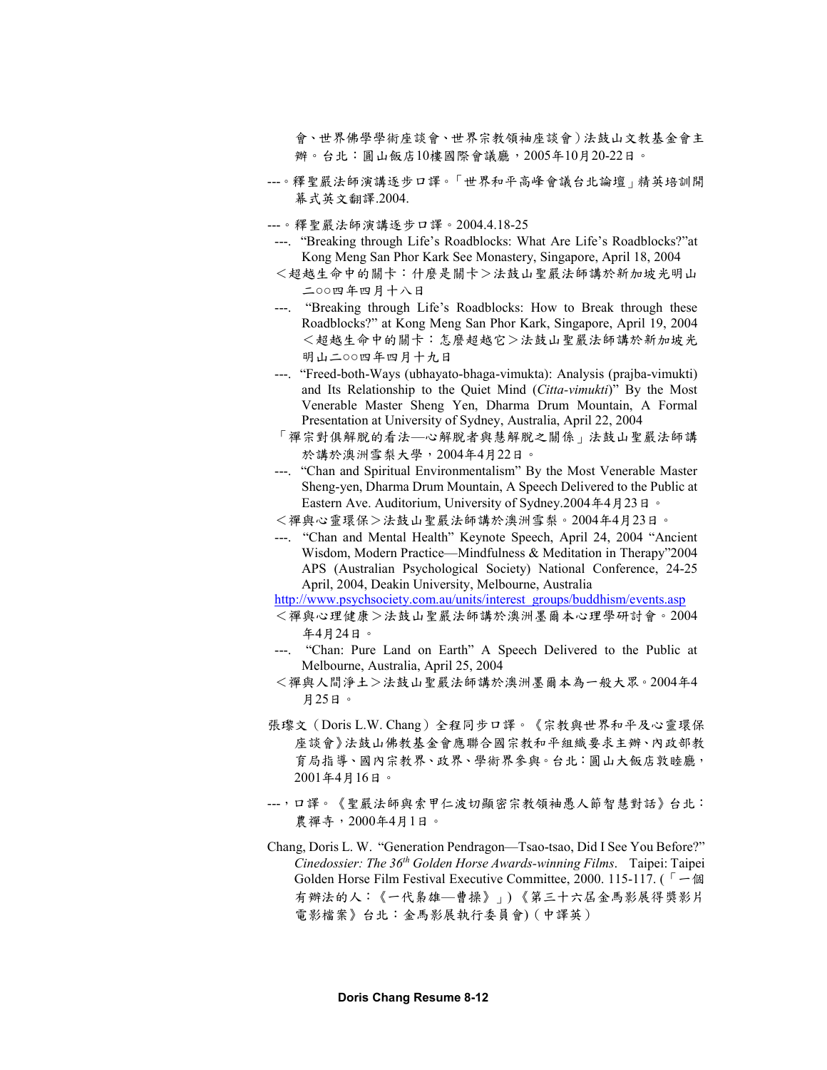會、世界佛學學術座談會、世界宗教領袖座談會）法鼓山文教基金會主辦。台北：圓山飯店10樓國際會議廳，2005年10月20-22日。

---。釋聖嚴法師演講逐步口譯。「世界和平高峰會議台北論壇」精英培訓開幕式英文翻譯.2004.

---。釋聖嚴法師演講逐步口譯。2004.4.18-25

---. "Breaking through Life's Roadblocks: What Are Life's Roadblocks?"at Kong Meng San Phor Kark See Monastery, Singapore, April 18, 2004

＜超越生命中的關卡：什麼是關卡＞法鼓山聖嚴法師講於新加坡光明山二○○四年四月十八日

---. "Breaking through Life's Roadblocks: How to Break through these Roadblocks?" at Kong Meng San Phor Kark, Singapore, April 19, 2004 ＜超越生命中的關卡：怎麼超越它＞法鼓山聖嚴法師講於新加坡光明山二○○四年四月十九日

---. "Freed-both-Ways (ubhayato-bhaga-vimukta): Analysis (prajba-vimukti) and Its Relationship to the Quiet Mind (*Citta-vimukti*)" By the Most Venerable Master Sheng Yen, Dharma Drum Mountain, A Formal Presentation at University of Sydney, Australia, April 22, 2004

「禪宗對俱解脫的看法—心解脫者與慧解脫之關係」法鼓山聖嚴法師講於講於澳洲雪梨大學，2004年4月22日。

---. "Chan and Spiritual Environmentalism" By the Most Venerable Master Sheng-yen, Dharma Drum Mountain, A Speech Delivered to the Public at Eastern Ave. Auditorium, University of Sydney.2004年4月23日。

＜禪與心靈環保＞法鼓山聖嚴法師講於澳洲雪梨。2004年4月23日。

---. "Chan and Mental Health" Keynote Speech, April 24, 2004 "Ancient Wisdom, Modern Practice—Mindfulness & Meditation in Therapy"2004 APS (Australian Psychological Society) National Conference, 24-25 April, 2004, Deakin University, Melbourne, Australia

http://www.psychsociety.com.au/units/interest_groups/buddhism/events.asp

＜禪與心理健康＞法鼓山聖嚴法師講於澳洲墨爾本心理學研討會。2004年4月24日。

---. "Chan: Pure Land on Earth" A Speech Delivered to the Public at Melbourne, Australia, April 25, 2004

＜禪與人間淨土＞法鼓山聖嚴法師講於澳洲墨爾本為一般大眾。2004年4月25日。

張璨文（Doris L.W. Chang）全程同步口譯。《宗教與世界和平及心靈環保座談會》法鼓山佛教基金會應聯合國宗教和平組織要求主辦、內政部教育局指導、國內宗教界、政界、學術界參與。台北：圓山大飯店敦睦廳，2001年4月16日。

---，口譯。《聖嚴法師與索甲仁波切顯密宗教領袖愚人節智慧對話》台北：農禪寺，2000年4月1日。

Chang, Doris L. W. "Generation Pendragon—Tsao-tsao, Did I See You Before?" *Cinedossier: The 36th Golden Horse Awards-winning Films*. Taipei: Taipei Golden Horse Film Festival Executive Committee, 2000. 115-117. (「一個有辦法的人：《一代梟雄—曹操》」)《第三十六屆金馬影展得獎影片電影檔案》台北：金馬影展執行委員會)（中譯英）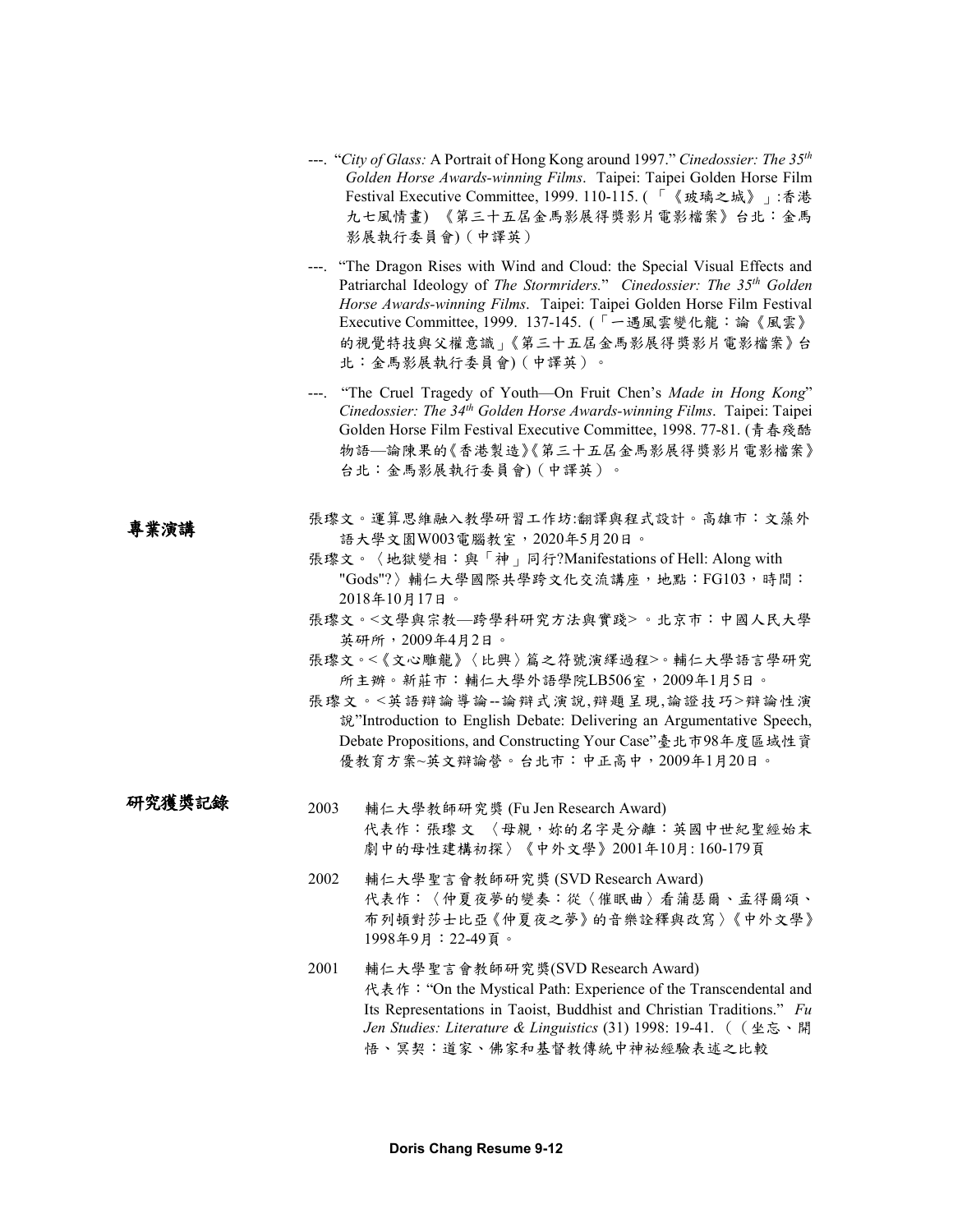---. "*City of Glass:* A Portrait of Hong Kong around 1997." *Cinedossier: The 35th Golden Horse Awards-winning Films*. Taipei: Taipei Golden Horse Film Festival Executive Committee, 1999. 110-115. (「《玻璃之城》」:香港九七風情畫) 《第三十五屆金馬影展得獎影片電影檔案》台北：金馬影展執行委員會)（中譯英）

---. "The Dragon Rises with Wind and Cloud: the Special Visual Effects and Patriarchal Ideology of *The Stormriders.*" *Cinedossier: The 35th Golden Horse Awards-winning Films*. Taipei: Taipei Golden Horse Film Festival Executive Committee, 1999. 137-145. (「一遇風雲變化龍：論《風雲》的視覺特技與父權意識」《第三十五屆金馬影展得獎影片電影檔案》台北：金馬影展執行委員會)（中譯英）。

---. "The Cruel Tragedy of Youth—On Fruit Chen's *Made in Hong Kong*" *Cinedossier: The 34th Golden Horse Awards-winning Films*. Taipei: Taipei Golden Horse Film Festival Executive Committee, 1998. 77-81. (青春殘酷物語—論陳果的《香港製造》《第三十五屆金馬影展得獎影片電影檔案》台北：金馬影展執行委員會)（中譯英）。

## 專業演講

張璨文。運算思維融入教學研習工作坊:翻譯與程式設計。高雄市：文藻外語大學文園W003電腦教室，2020年5月20日。

張璨文。〈地獄變相：與「神」同行?Manifestations of Hell: Along with "Gods"?〉輔仁大學國際共學跨文化交流講座，地點：FG103，時間：2018年10月17日。

張璨文。<文學與宗教—跨學科研究方法與實踐>。北京市：中國人民大學英研所，2009年4月2日。

張璨文。<《文心雕龍》〈比興〉篇之符號演繹過程>。輔仁大學語言學研究所主辦。新莊市：輔仁大學外語學院LB506室，2009年1月5日。

張璨文。<英語辯論導論--論辯式演說,辯題呈現,論證技巧>辯論性演說"Introduction to English Debate: Delivering an Argumentative Speech, Debate Propositions, and Constructing Your Case"臺北市98年度區域性資優教育方案~英文辯論營。台北市：中正高中，2009年1月20日。

## 研究獲獎記錄

2003　輔仁大學教師研究獎 (Fu Jen Research Award)
代表作：張璨文 〈母親，妳的名字是分離：英國中世紀聖經始末劇中的母性建構初探〉《中外文學》2001年10月: 160-179頁

2002　輔仁大學聖言會教師研究獎 (SVD Research Award)
代表作：〈仲夏夜夢的變奏：從〈催眠曲〉看蒲瑟爾、孟得爾頌、布列頓對莎士比亞《仲夏夜之夢》的音樂詮釋與改寫〉《中外文學》1998年9月：22-49頁。

2001　輔仁大學聖言會教師研究獎(SVD Research Award)
代表作："On the Mystical Path: Experience of the Transcendental and Its Representations in Taoist, Buddhist and Christian Traditions." *Fu Jen Studies: Literature & Linguistics* (31) 1998: 19-41. （（坐忘、開悟、冥契：道家、佛家和基督教傳統中神祕經驗表述之比較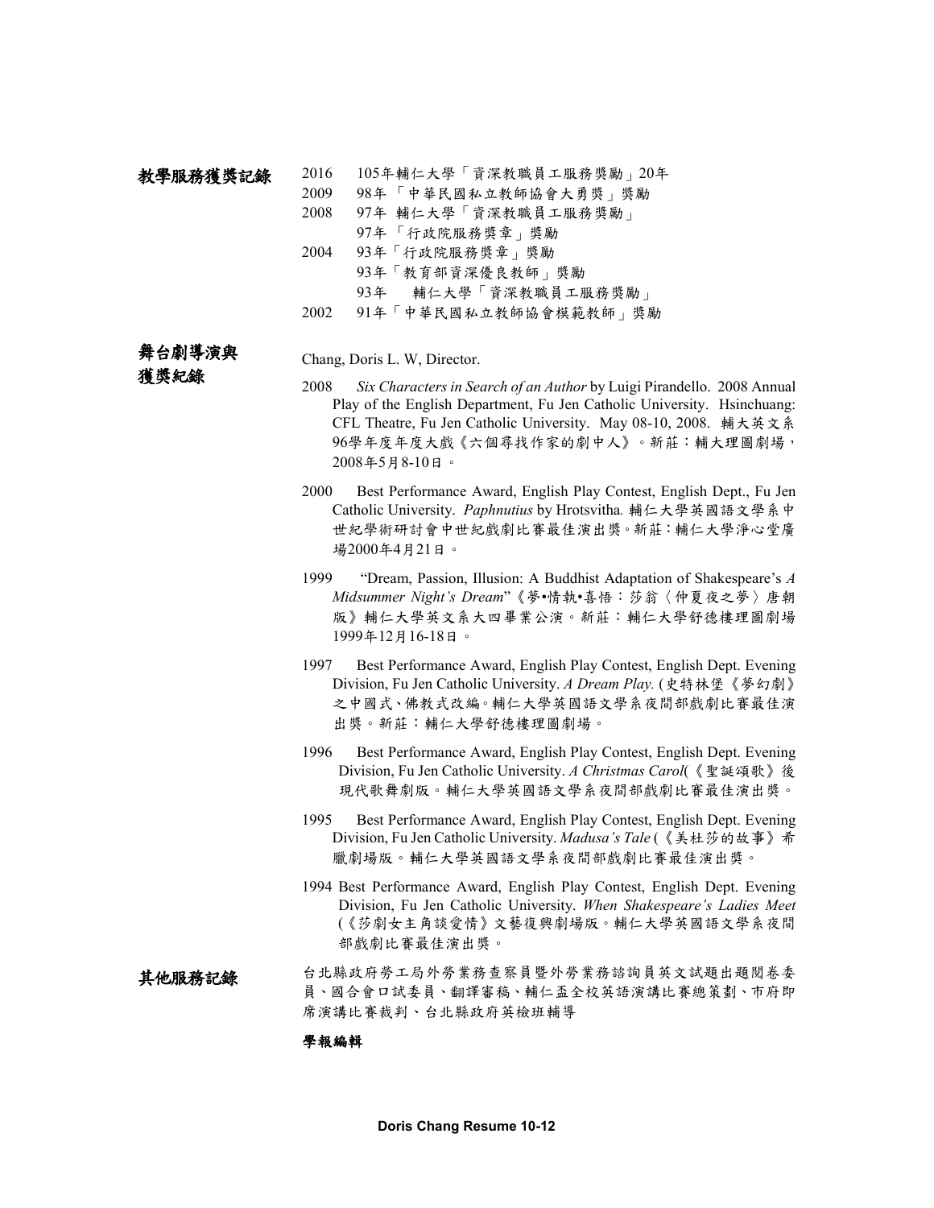**教學服務獲獎記錄**

2016　105年輔仁大學「資深教職員工服務獎勵」20年

2009　98年 「中華民國私立教師協會大勇獎」獎勵

2008　97年 輔仁大學「資深教職員工服務獎勵」

　　　97年 「行政院服務獎章」獎勵

2004　93年「行政院服務獎章」獎勵

　　　93年「教育部資深優良教師」獎勵

　　　93年　輔仁大學「資深教職員工服務獎勵」

2002　91年「中華民國私立教師協會模範教師」獎勵

**舞台劇導演與獲獎紀錄**

Chang, Doris L. W, Director.

2008　*Six Characters in Search of an Author* by Luigi Pirandello. 2008 Annual Play of the English Department, Fu Jen Catholic University. Hsinchuang: CFL Theatre, Fu Jen Catholic University. May 08-10, 2008. 輔大英文系96學年度年度大戲《六個尋找作家的劇中人》。新莊：輔大理圖劇場，2008年5月8-10日。

2000　Best Performance Award, English Play Contest, English Dept., Fu Jen Catholic University. *Paphnutius* by Hrotsvitha. 輔仁大學英國語文學系中世紀學術研討會中世紀戲劇比賽最佳演出獎。新莊：輔仁大學淨心堂廣場2000年4月21日。

1999　"Dream, Passion, Illusion: A Buddhist Adaptation of Shakespeare's *A Midsummer Night's Dream*"《夢•情執•喜悟：莎翁〈仲夏夜之夢〉唐朝版》輔仁大學英文系大四畢業公演。新莊：輔仁大學舒德樓理圖劇場1999年12月16-18日。

1997　Best Performance Award, English Play Contest, English Dept. Evening Division, Fu Jen Catholic University. *A Dream Play*. (史特林堡《夢幻劇》之中國式、佛教式改編。輔仁大學英國語文學系夜間部戲劇比賽最佳演出獎。新莊：輔仁大學舒德樓理圖劇場。

1996　Best Performance Award, English Play Contest, English Dept. Evening Division, Fu Jen Catholic University. *A Christmas Carol*(《聖誕頌歌》後現代歌舞劇版。輔仁大學英國語文學系夜間部戲劇比賽最佳演出獎。

1995　Best Performance Award, English Play Contest, English Dept. Evening Division, Fu Jen Catholic University. *Madusa's Tale* (《美杜莎的故事》希臘劇場版。輔仁大學英國語文學系夜間部戲劇比賽最佳演出獎。

1994 Best Performance Award, English Play Contest, English Dept. Evening Division, Fu Jen Catholic University. *When Shakespeare's Ladies Meet* (《莎劇女主角談愛情》文藝復興劇場版。輔仁大學英國語文學系夜間部戲劇比賽最佳演出獎。

**其他服務記錄**

台北縣政府勞工局外勞業務查察員暨外勞業務諮詢員英文試題出題閱卷委員、國合會口試委員、翻譯審稿、輔仁盃全校英語演講比賽總策劃、市府即席演講比賽裁判、台北縣政府英檢班輔導

**學報編輯**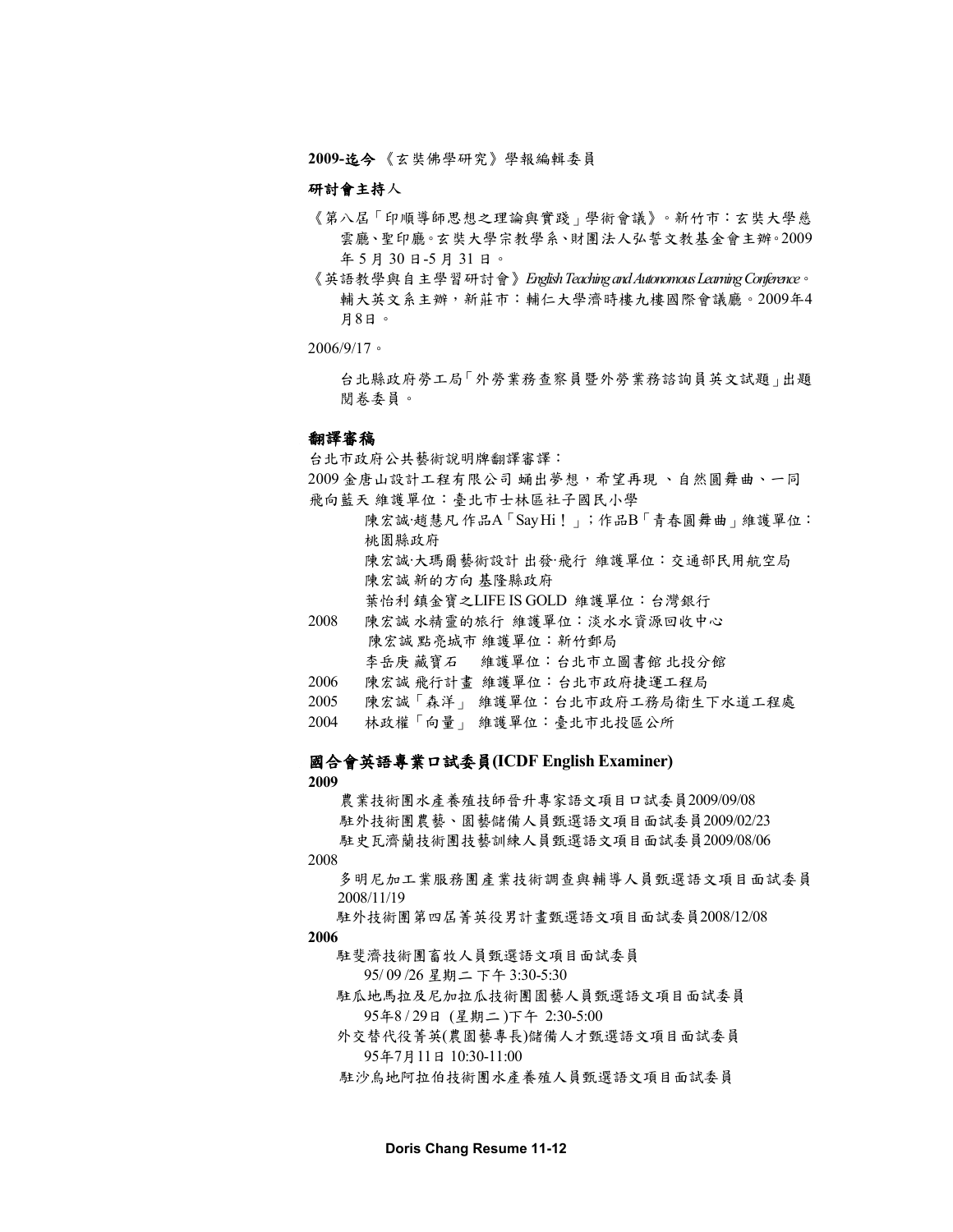**2009-迄今** 《玄奘佛學研究》學報編輯委員

**研討會主持人**

《第八屆「印順導師思想之理論與實踐」學術會議》。新竹市：玄奘大學慈雲廳、聖印廳。玄奘大學宗教學系、財團法人弘誓文教基金會主辦。2009年5月30日-5月31日。

《英語教學與自主學習研討會》*English Teaching and Autonomous Learning Conference*。輔大英文系主辦，新莊市：輔仁大學濟時樓九樓國際會議廳。2009年4月8日。

2006/9/17。

台北縣政府勞工局「外勞業務查察員暨外勞業務諮詢員英文試題」出題閱卷委員。

**翻譯審稿**

台北市政府公共藝術說明牌翻譯審譯：

2009 金唐山設計工程有限公司 蛹出夢想，希望再現 、自然圓舞曲、一同飛向藍天 維護單位：臺北市士林區社子國民小學

陳宏誠·趙慧凡 作品A「Say Hi！」；作品B「青春圓舞曲」維護單位：桃園縣政府

陳宏誠·大瑪爾藝術設計 出發·飛行 維護單位：交通部民用航空局

陳宏誠 新的方向 基隆縣政府

葉怡利 鎮金寶之LIFE IS GOLD 維護單位：台灣銀行

2008 陳宏誠 水精靈的旅行 維護單位：淡水水資源回收中心

陳宏誠 點亮城市 維護單位：新竹郵局

李岳庚 藏寶石 維護單位：台北市立圖書館 北投分館

2006 陳宏誠 飛行計畫 維護單位：台北市政府捷運工程局

2005 陳宏誠「森洋」 維護單位：台北市政府工務局衛生下水道工程處

2004 林政權「向量」 維護單位：臺北市北投區公所

**國合會英語專業口試委員(ICDF English Examiner)**

**2009**

農業技術團水產養殖技師晉升專家語文項目口試委員2009/09/08

駐外技術團農藝、園藝儲備人員甄選語文項目面試委員2009/02/23

駐史瓦濟蘭技術團技藝訓練人員甄選語文項目面試委員2009/08/06

2008

多明尼加工業服務團產業技術調查與輔導人員甄選語文項目面試委員2008/11/19

駐外技術團第四屆菁英役男計畫甄選語文項目面試委員2008/12/08

**2006**

駐斐濟技術團畜牧人員甄選語文項目面試委員

95/ 09 /26 星期二 下午 3:30-5:30

駐瓜地馬拉及尼加拉瓜技術團園藝人員甄選語文項目面試委員

95年8 / 29日 (星期二 )下午 2:30-5:00

外交替代役菁英(農園藝專長)儲備人才甄選語文項目面試委員

95年7月11日 10:30-11:00

駐沙烏地阿拉伯技術團水產養殖人員甄選語文項目面試委員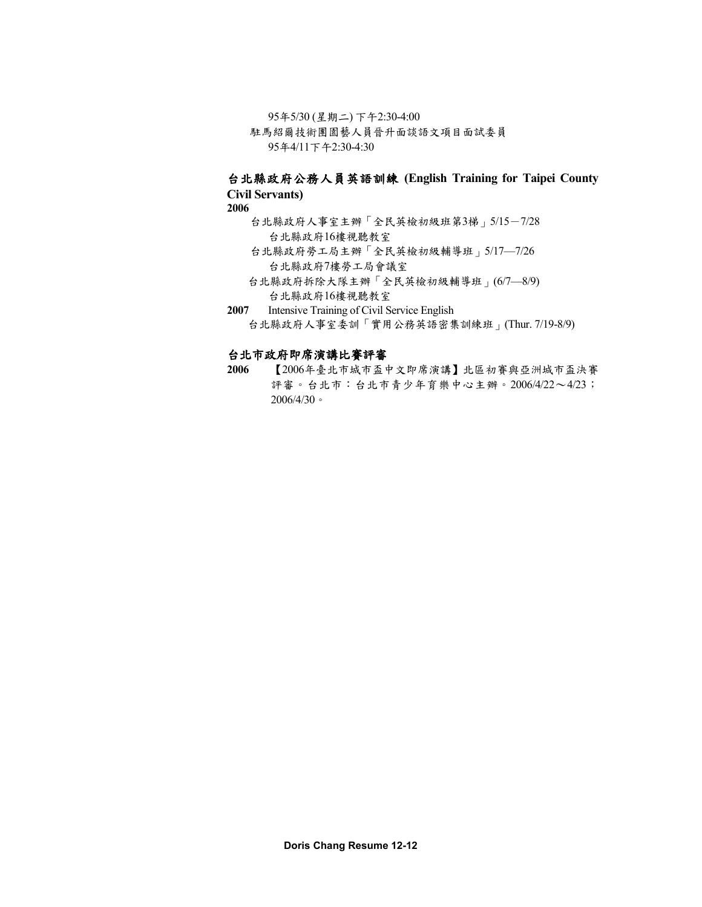95年5/30 (星期二) 下午2:30-4:00

駐馬紹爾技術團園藝人員晉升面談語文項目面試委員

95年4/11下午2:30-4:30

### 台北縣政府公務人員英語訓練 (English Training for Taipei County Civil Servants)

**2006**

台北縣政府人事室主辦「全民英檢初級班第3梯」5/15－7/28

台北縣政府16樓視聽教室

台北縣政府勞工局主辦「全民英檢初級輔導班」5/17—7/26

台北縣政府7樓勞工局會議室

台北縣政府拆除大隊主辦「全民英檢初級輔導班」(6/7—8/9)

台北縣政府16樓視聽教室

**2007** Intensive Training of Civil Service English

台北縣政府人事室委訓「實用公務英語密集訓練班」(Thur. 7/19-8/9)

### 台北市政府即席演講比賽評審

**2006** 【2006年臺北市城市盃中文即席演講】北區初賽與亞洲城市盃決賽評審。台北市：台北市青少年育樂中心主辦。2006/4/22～4/23；2006/4/30。